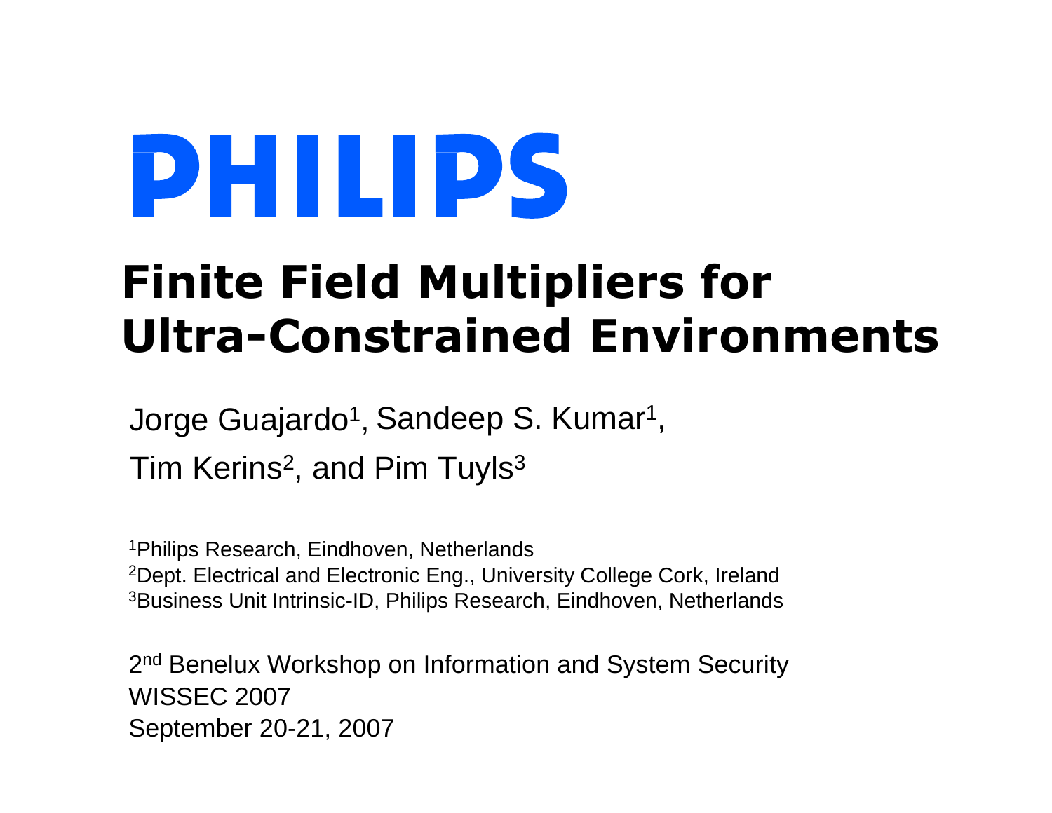PHILIPS

# Finite Field Multipliers for Ultra-Constrained Environments

Jorge Guajardo[1], Sandeep S. Kumar[1], Tim Kerins[2], and Pim Tuyls[3]

[1]Philips Research, Eindhoven, Netherlands
[2]Dept. Electrical and Electronic Eng., University College Cork, Ireland
[3]Business Unit Intrinsic-ID, Philips Research, Eindhoven, Netherlands

2nd Benelux Workshop on Information and System Security
WISSEC 2007
September 20-21, 2007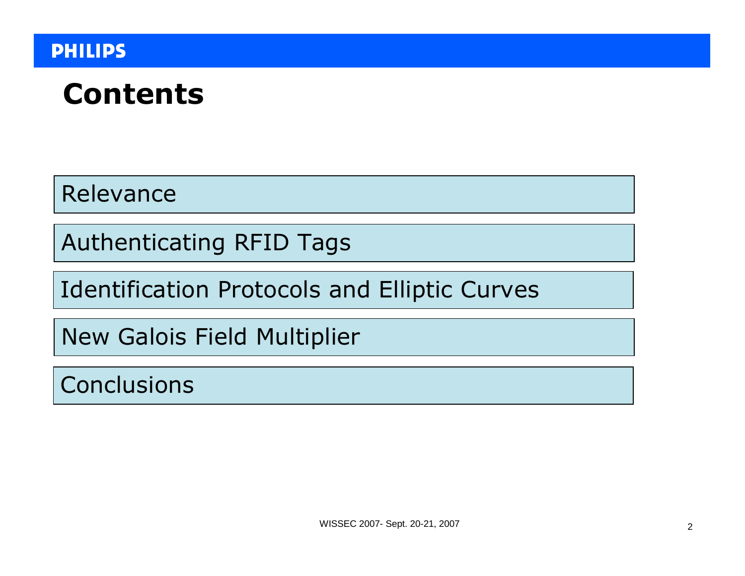# Contents

- Relevance
- Authenticating RFID Tags
- Identification Protocols and Elliptic Curves
- New Galois Field Multiplier
- Conclusions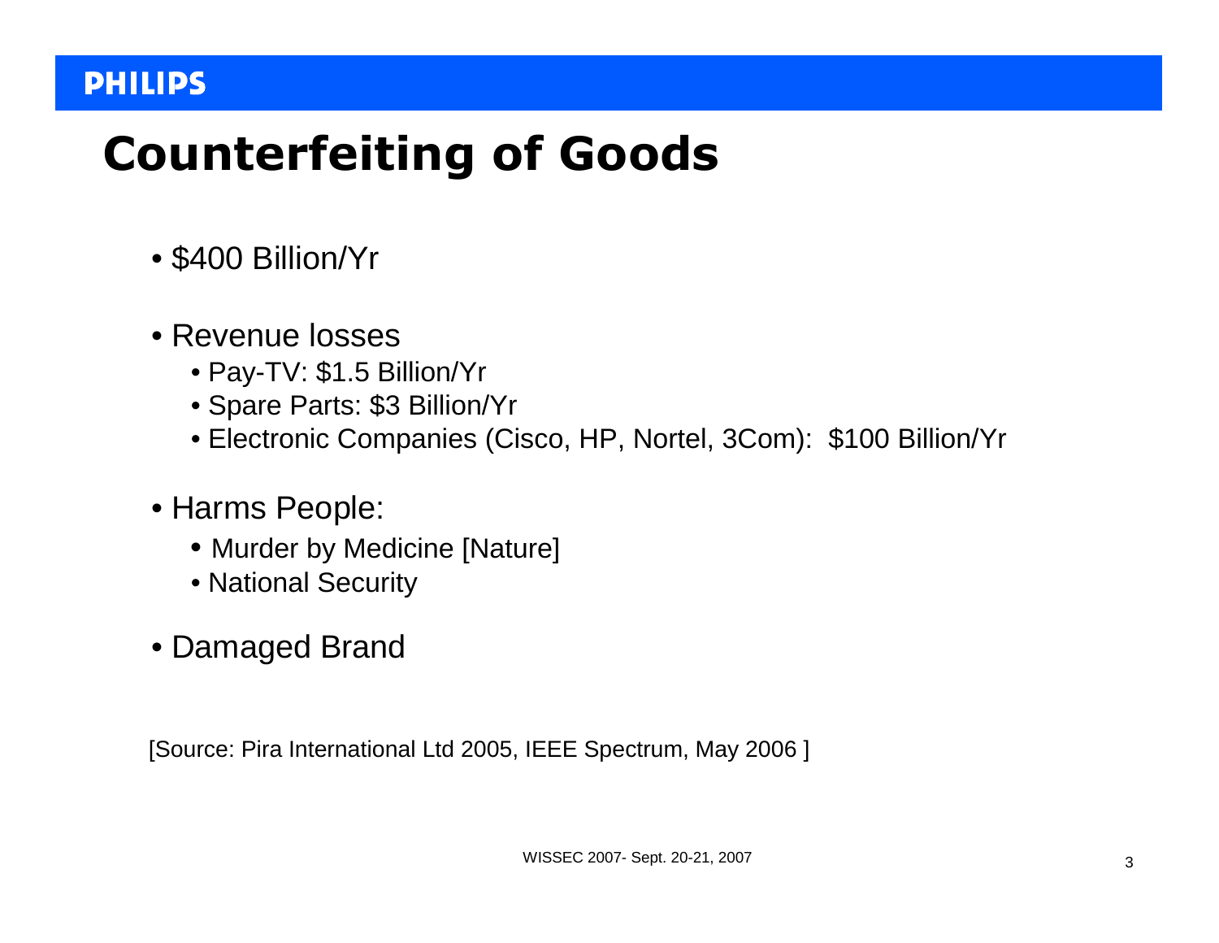# Counterfeiting of Goods

- $400 Billion/Yr
- Revenue losses
  - Pay-TV: $1.5 Billion/Yr
  - Spare Parts: $3 Billion/Yr
  - Electronic Companies (Cisco, HP, Nortel, 3Com): $100 Billion/Yr
- Harms People:
  - Murder by Medicine [Nature]
  - National Security
- Damaged Brand

[Source: Pira International Ltd 2005, IEEE Spectrum, May 2006 ]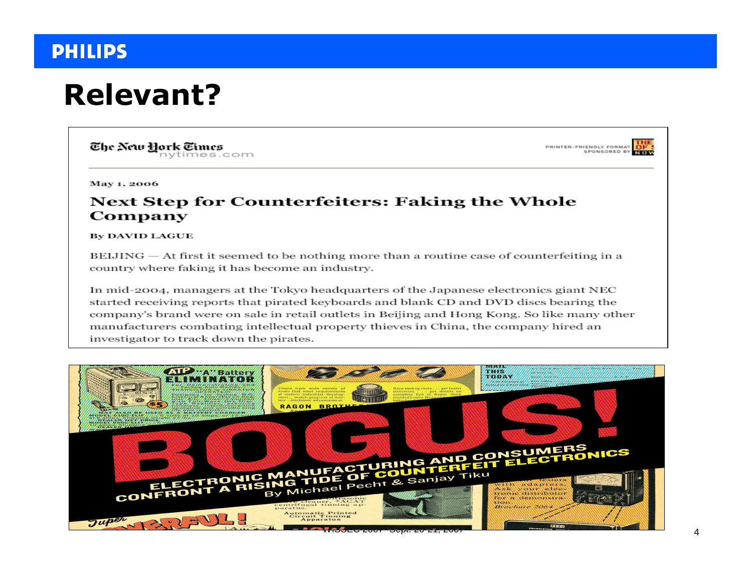# Relevant?

The New York Times
nytimes.com

May 1, 2006

## Next Step for Counterfeiters: Faking the Whole Company

By DAVID LAGUE

BEIJING — At first it seemed to be nothing more than a routine case of counterfeiting in a country where faking it has become an industry.

In mid-2004, managers at the Tokyo headquarters of the Japanese electronics giant NEC started receiving reports that pirated keyboards and blank CD and DVD discs bearing the company's brand were on sale in retail outlets in Beijing and Hong Kong. So like many other manufacturers combating intellectual property thieves in China, the company hired an investigator to track down the pirates.

BOGUS!

ELECTRONIC MANUFACTURING AND CONSUMERS CONFRONT A RISING TIDE OF COUNTERFEIT ELECTRONICS

By Michael Pecht & Sanjay Tiku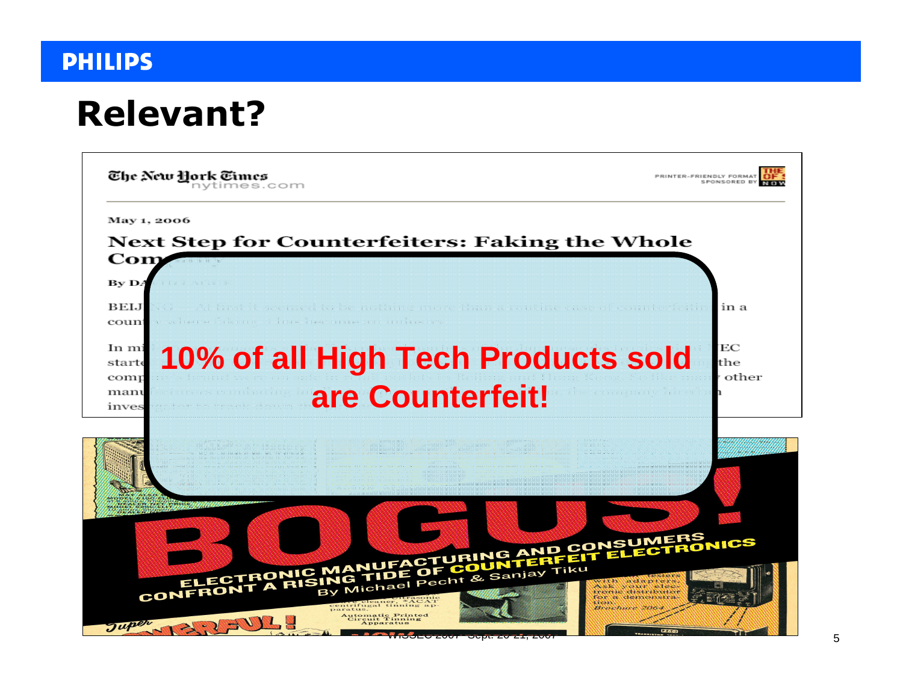# Relevant?

The New York Times
nytimes.com

May 1, 2006

**Next Step for Counterfeiters: Faking the Whole Com...**

By DA...

BEIJ... in a coun...

In mi... EC starte... the comp... other manu... inves...

**10% of all High Tech Products sold are Counterfeit!**

**BOGUS!**

**ELECTRONIC MANUFACTURING AND CONSUMERS CONFRONT A RISING TIDE OF COUNTERFEIT ELECTRONICS**

By Michael Pecht & Sanjay Tiku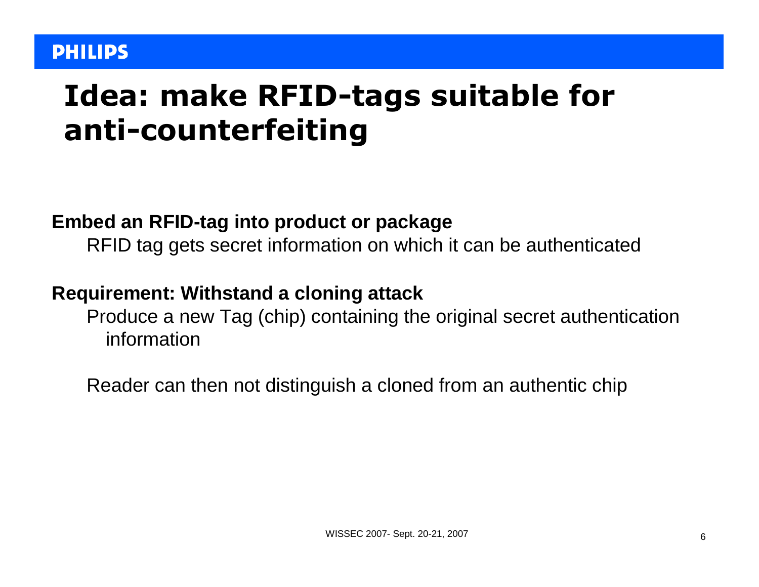# Idea: make RFID-tags suitable for anti-counterfeiting

**Embed an RFID-tag into product or package**

RFID tag gets secret information on which it can be authenticated

**Requirement: Withstand a cloning attack**

Produce a new Tag (chip) containing the original secret authentication information

Reader can then not distinguish a cloned from an authentic chip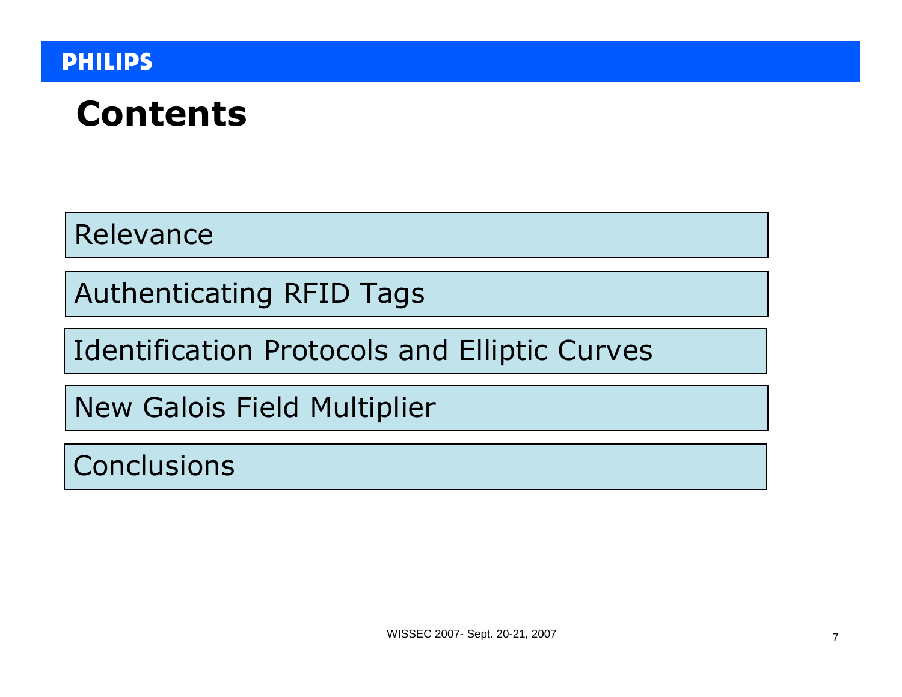# Contents

- Relevance
- Authenticating RFID Tags
- Identification Protocols and Elliptic Curves
- New Galois Field Multiplier
- Conclusions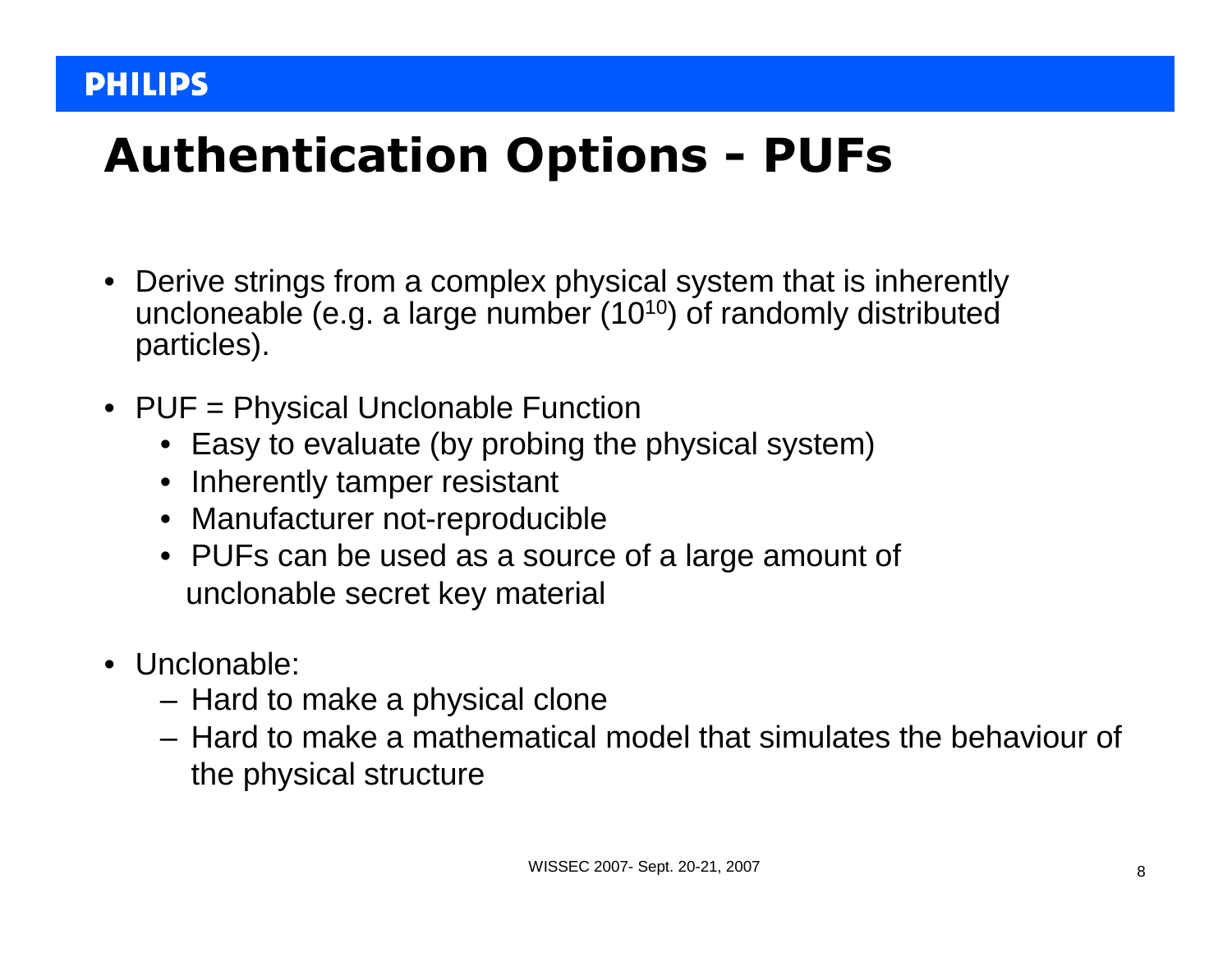# Authentication Options - PUFs

- Derive strings from a complex physical system that is inherently uncloneable (e.g. a large number ($10^{10}$) of randomly distributed particles).
- PUF = Physical Unclonable Function
  - Easy to evaluate (by probing the physical system)
  - Inherently tamper resistant
  - Manufacturer not-reproducible
  - PUFs can be used as a source of a large amount of unclonable secret key material
- Unclonable:
  - Hard to make a physical clone
  - Hard to make a mathematical model that simulates the behaviour of the physical structure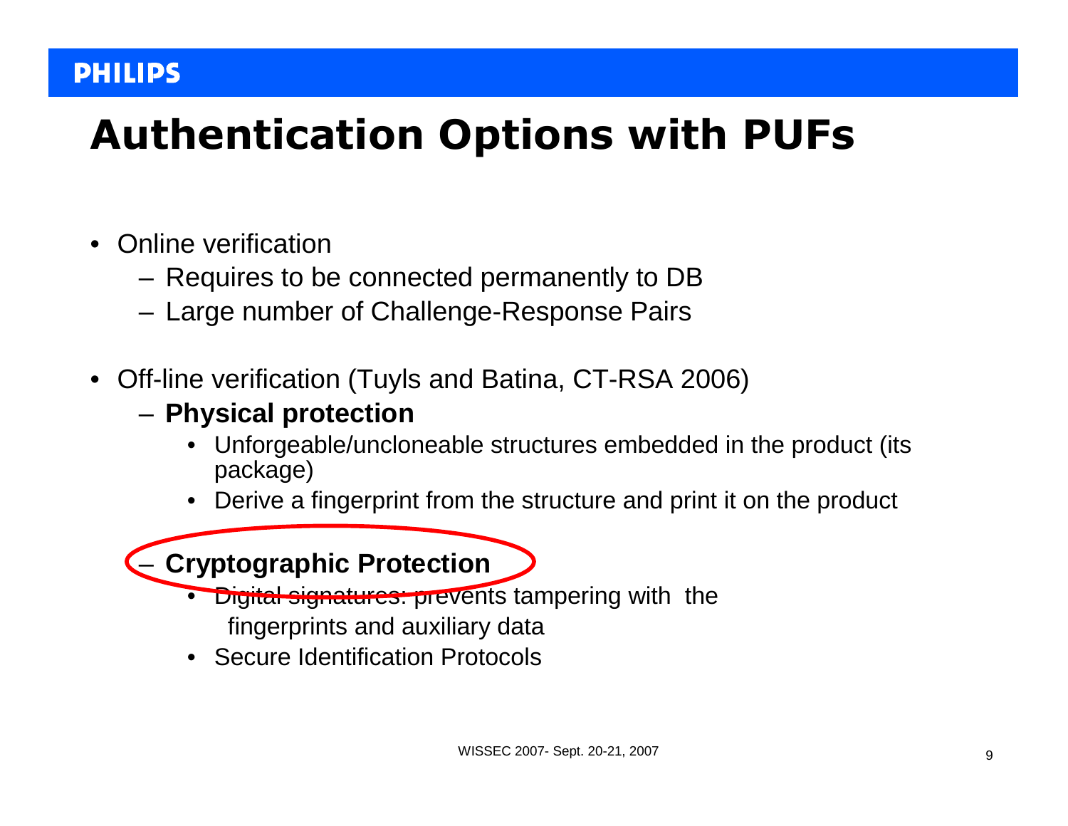# Authentication Options with PUFs

- Online verification
  - Requires to be connected permanently to DB
  - Large number of Challenge-Response Pairs

- Off-line verification (Tuyls and Batina, CT-RSA 2006)
  - **Physical protection**
    - Unforgeable/uncloneable structures embedded in the product (its package)
    - Derive a fingerprint from the structure and print it on the product
  - **Cryptographic Protection**
    - Digital signatures: prevents tampering with the fingerprints and auxiliary data
    - Secure Identification Protocols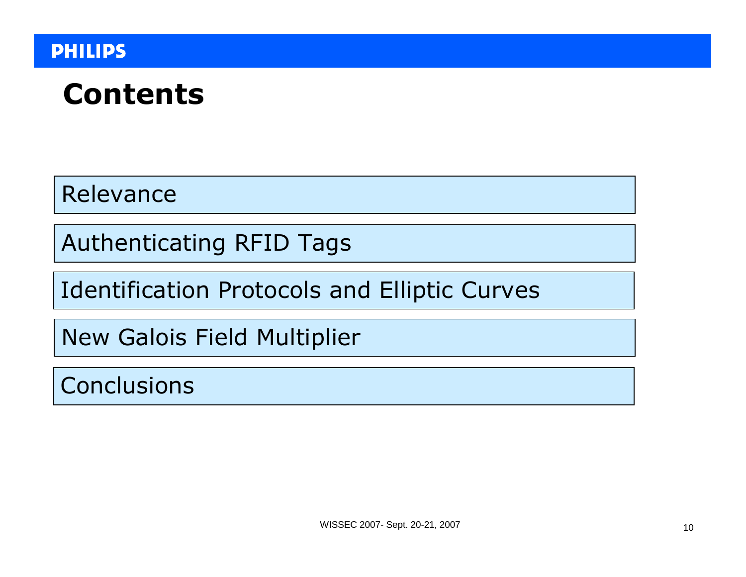# Contents

- Relevance
- Authenticating RFID Tags
- Identification Protocols and Elliptic Curves
- New Galois Field Multiplier
- Conclusions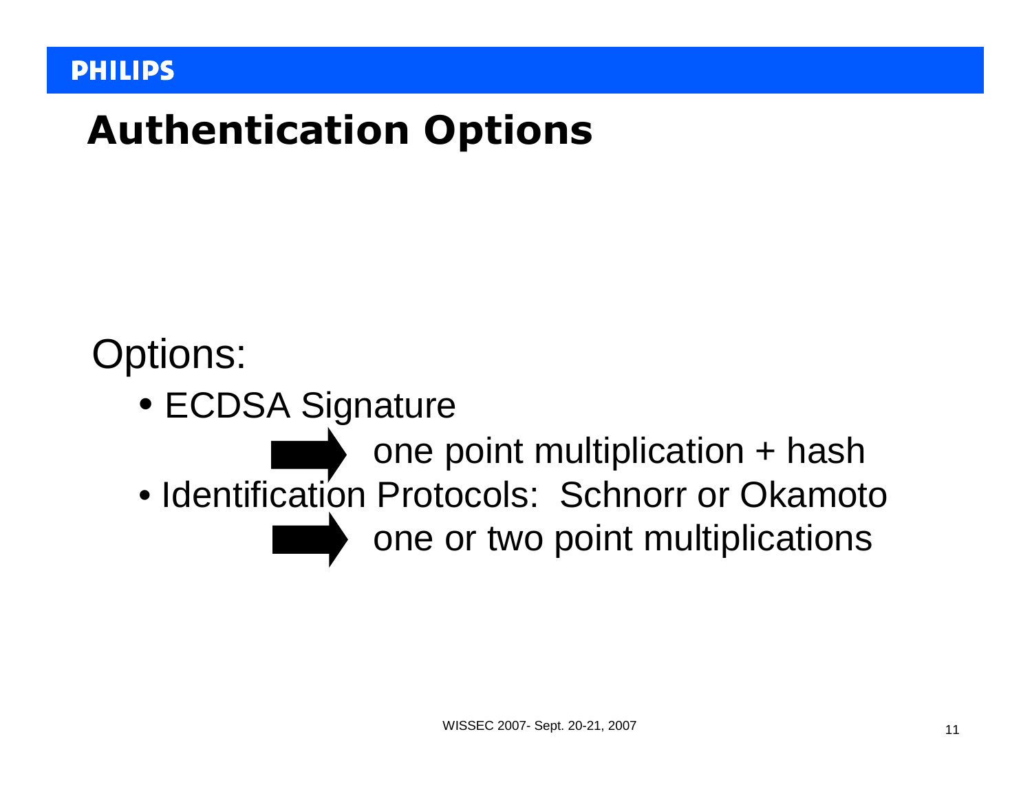# Authentication Options

Options:

- ECDSA Signature
  - ➡ one point multiplication + hash
- Identification Protocols: Schnorr or Okamoto
  - ➡ one or two point multiplications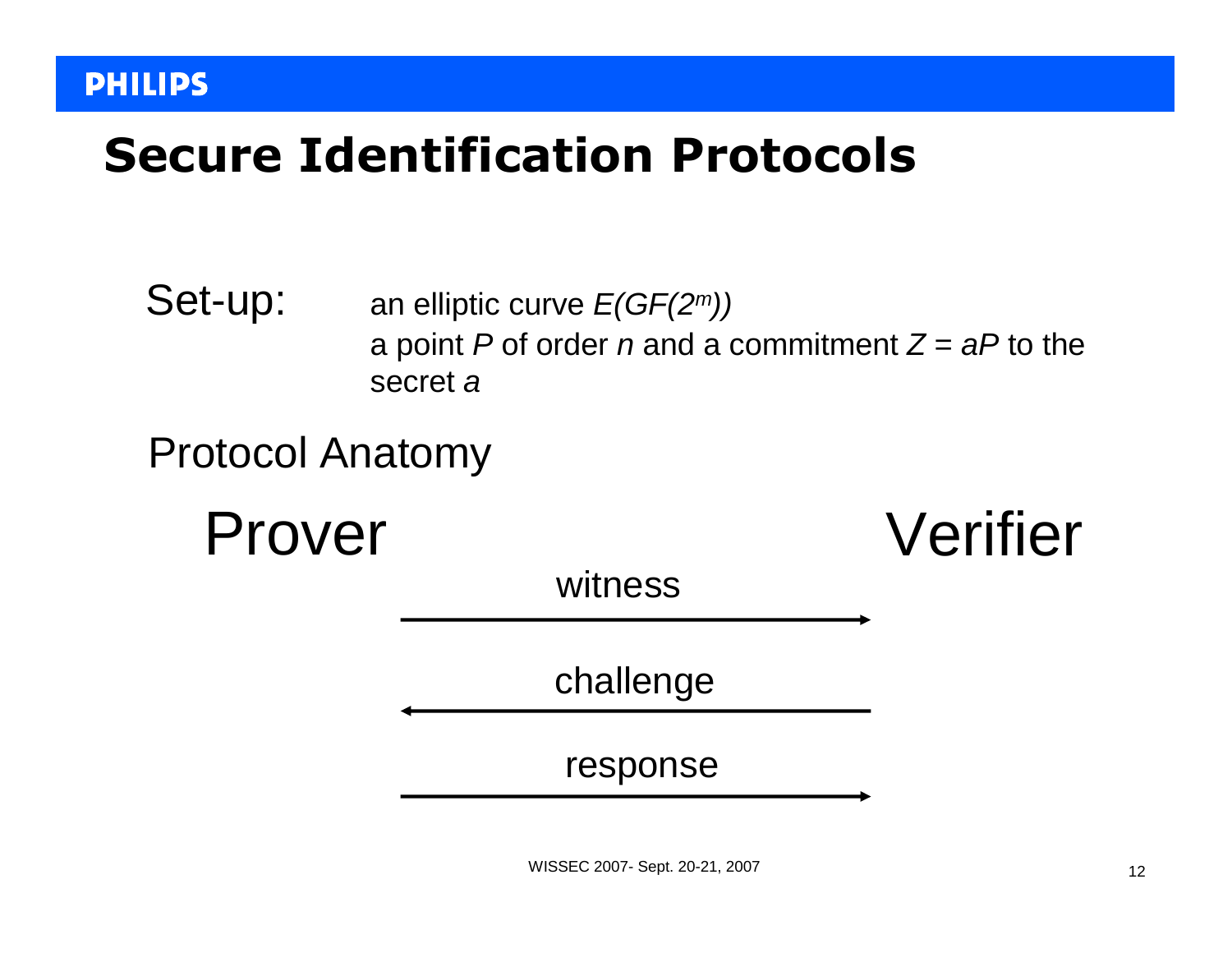# Secure Identification Protocols

Set-up: an elliptic curve $E(GF(2^m))$
a point $P$ of order $n$ and a commitment $Z = aP$ to the secret $a$

Protocol Anatomy

Prover → Verifier: witness

Verifier → Prover: challenge

Prover → Verifier: response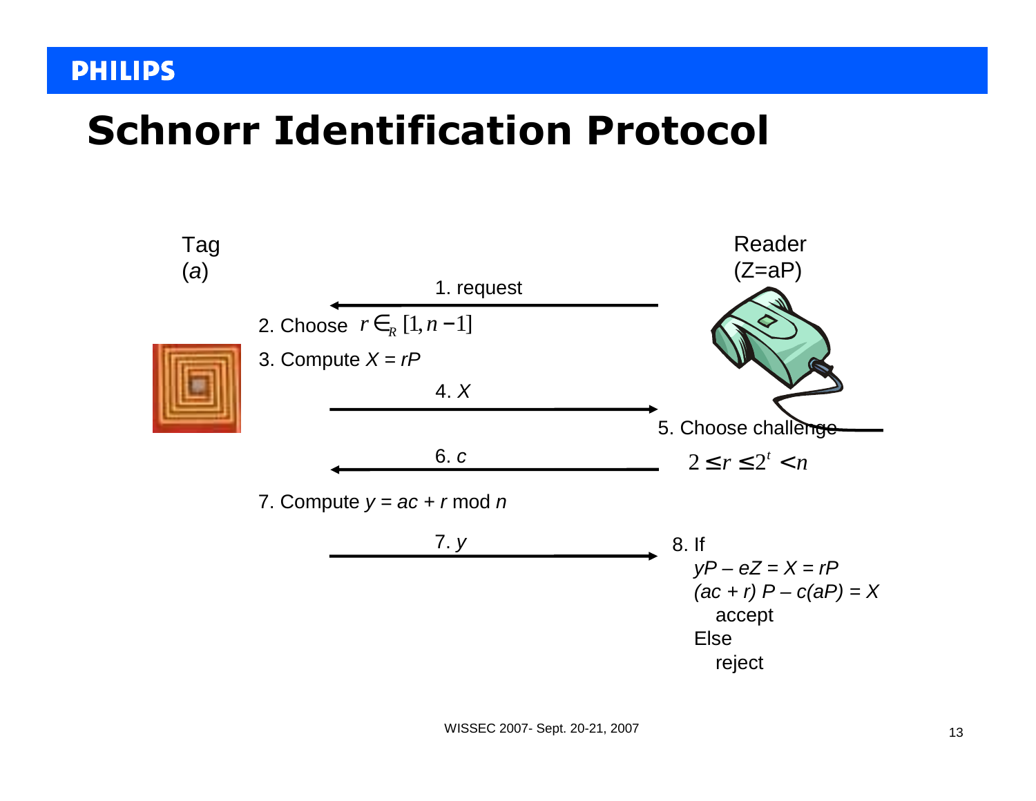# Schnorr Identification Protocol

Tag ($a$)

Reader ($Z=aP$)

1. request (Reader → Tag)
2. Choose $r \in_R [1, n-1]$
3. Compute $X = rP$
4. $X$ (Tag → Reader)
5. Choose challenge $2 \leq r \leq 2^t < n$
6. $c$ (Reader → Tag)
7. Compute $y = ac + r \bmod n$
7. $y$ (Tag → Reader)
8. If
   $yP - eZ = X = rP$
   $(ac + r)\, P - c(aP) = X$
   accept
   Else
   reject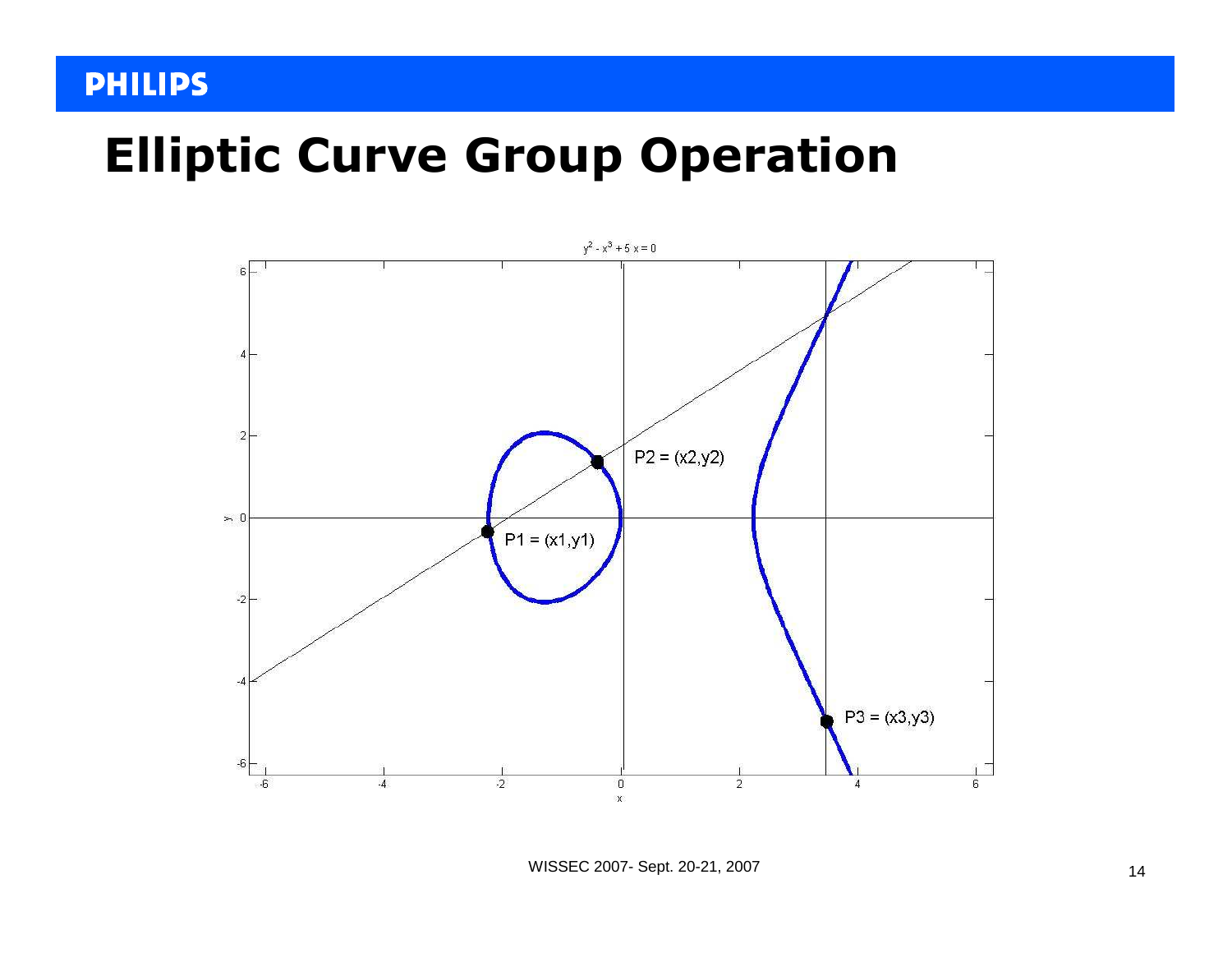# Elliptic Curve Group Operation

$y^2 - x^3 + 5x = 0$

P1 = (x1,y1)

P2 = (x2,y2)

P3 = (x3,y3)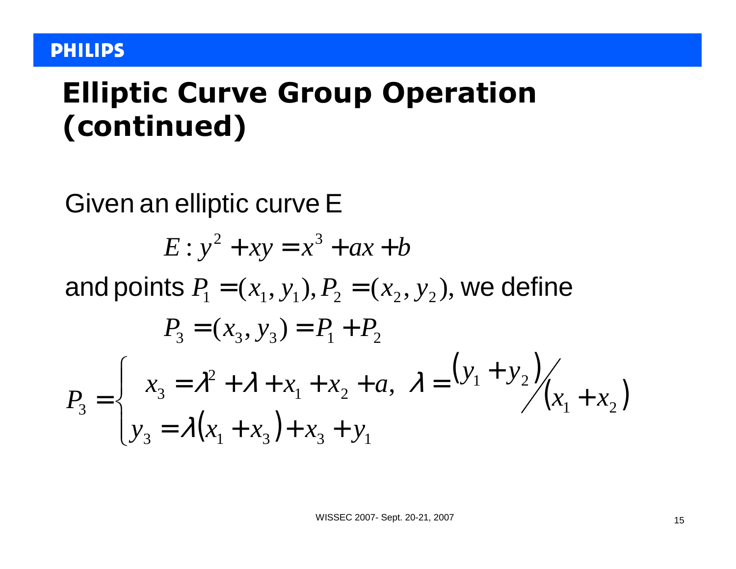# Elliptic Curve Group Operation (continued)

Given an elliptic curve E

$$E : y^2 + xy = x^3 + ax + b$$

and points $P_1 = (x_1, y_1), P_2 = (x_2, y_2)$, we define

$$P_3 = (x_3, y_3) = P_1 + P_2$$

$$P_3 = \begin{cases} x_3 = \lambda^2 + \lambda + x_1 + x_2 + a, \ \ \lambda = {(y_1 + y_2)}/{(x_1 + x_2)} \\ y_3 = \lambda(x_1 + x_3) + x_3 + y_1 \end{cases}$$

WISSEC 2007- Sept. 20-21, 2007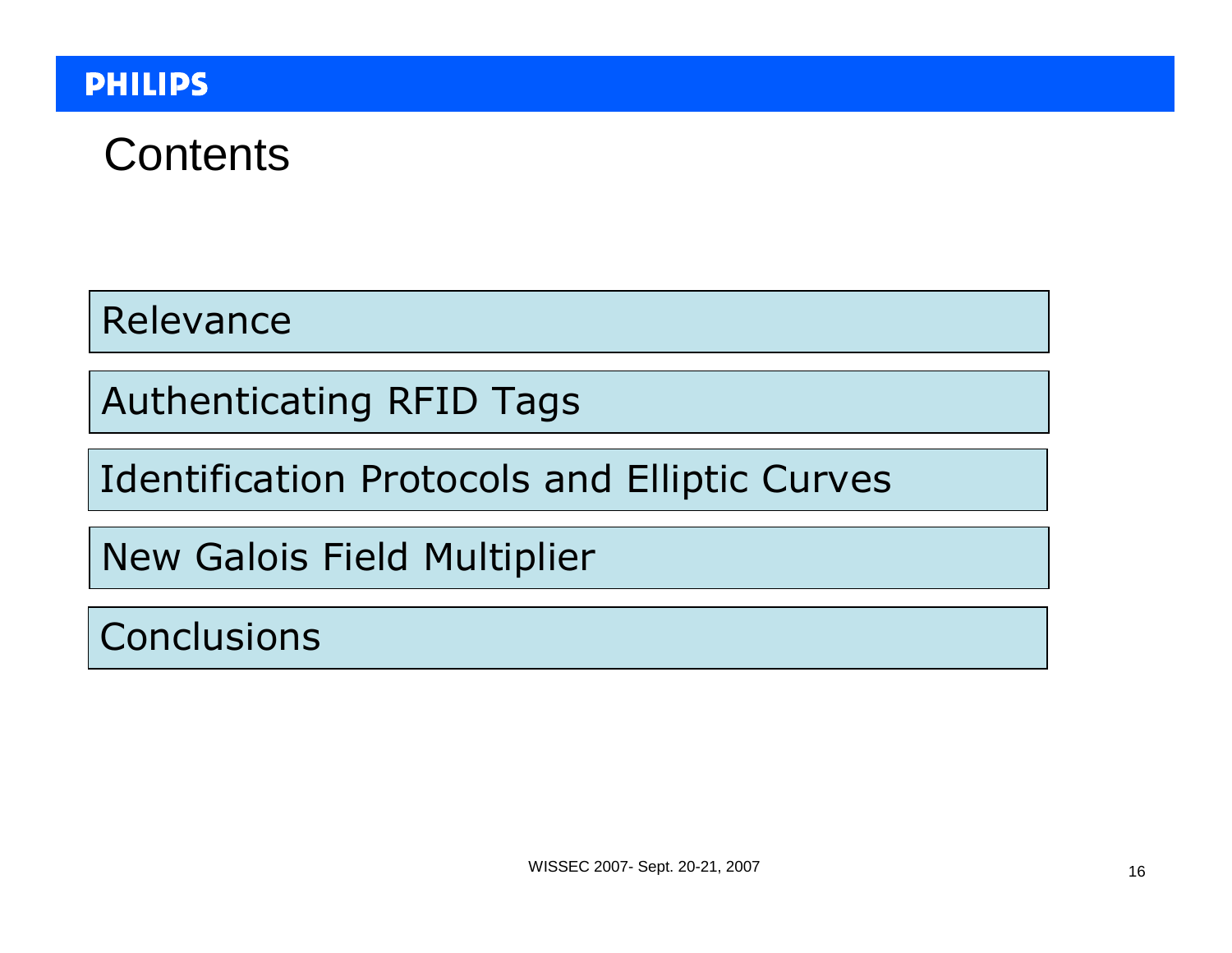# Contents

- Relevance
- Authenticating RFID Tags
- Identification Protocols and Elliptic Curves
- New Galois Field Multiplier
- Conclusions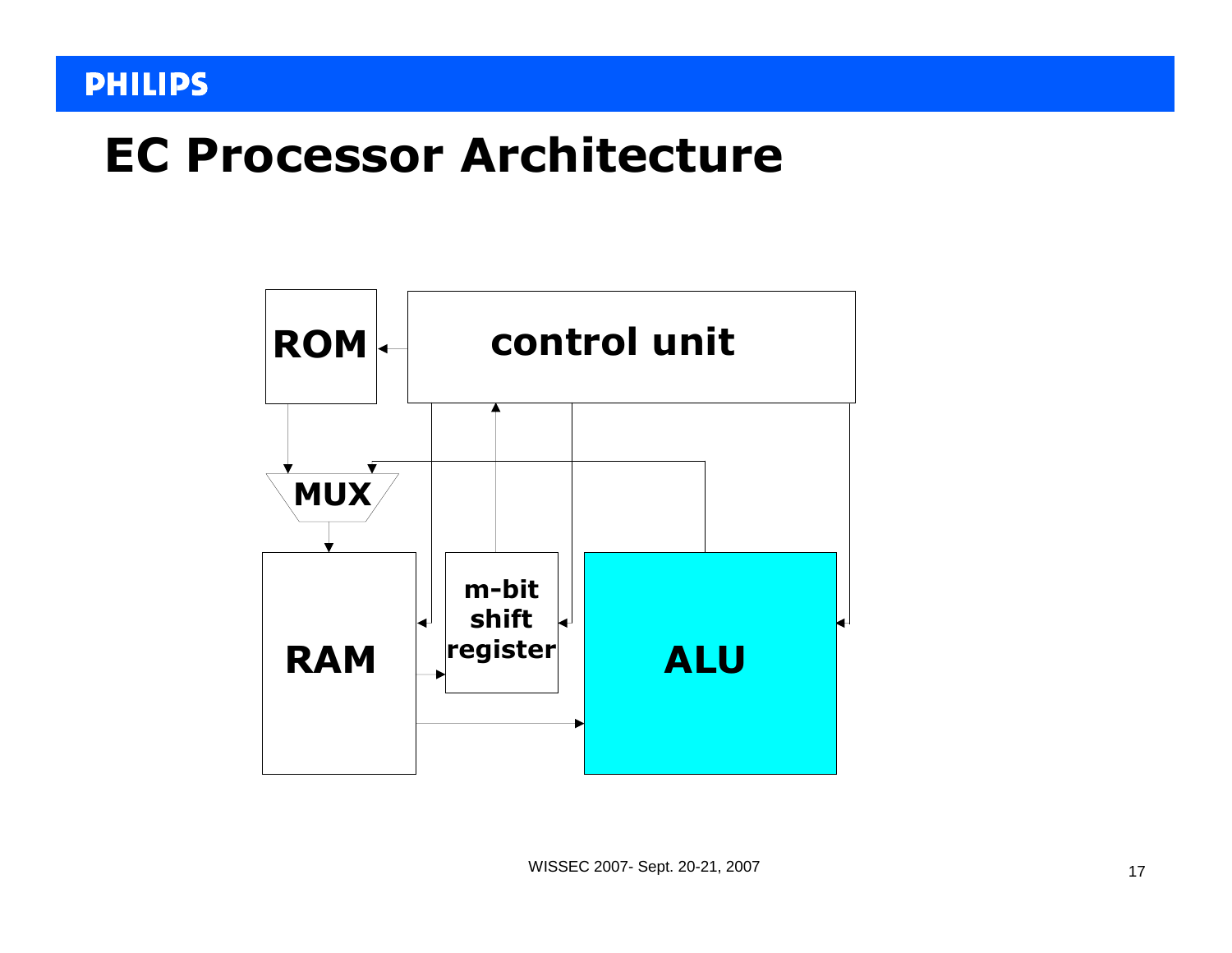# EC Processor Architecture

ROM

control unit

MUX

RAM

m-bit shift register

ALU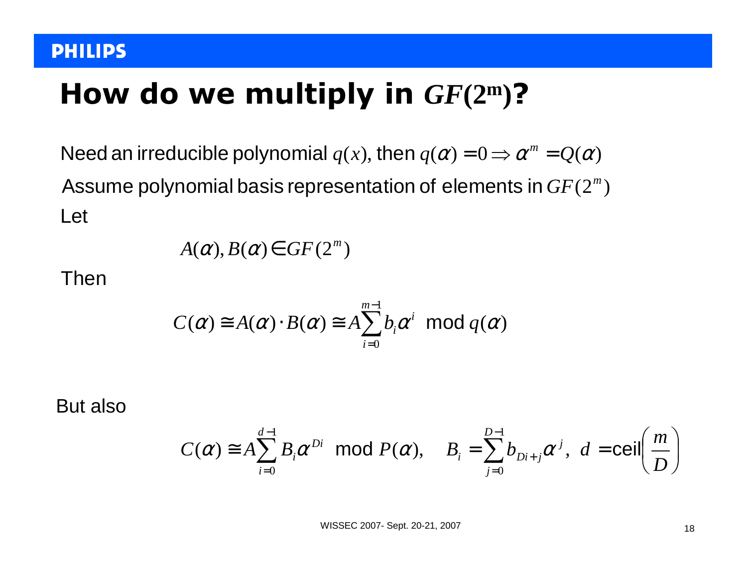# How do we multiply in $GF(2^m)$?

Need an irreducible polynomial $q(x)$, then $q(\alpha) = 0 \Rightarrow \alpha^m = Q(\alpha)$

Assume polynomial basis representation of elements in $GF(2^m)$

Let

$$A(\alpha), B(\alpha) \in GF(2^m)$$

Then

$$C(\alpha) \cong A(\alpha) \cdot B(\alpha) \cong A \sum_{i=0}^{m-1} b_i \alpha^i \ \text{ mod } q(\alpha)$$

But also

$$C(\alpha) \cong A \sum_{i=0}^{d-1} B_i \alpha^{Di} \ \text{ mod } P(\alpha), \quad B_i = \sum_{j=0}^{D-1} b_{Di+j} \alpha^j, \ d = \text{ceil}\left(\frac{m}{D}\right)$$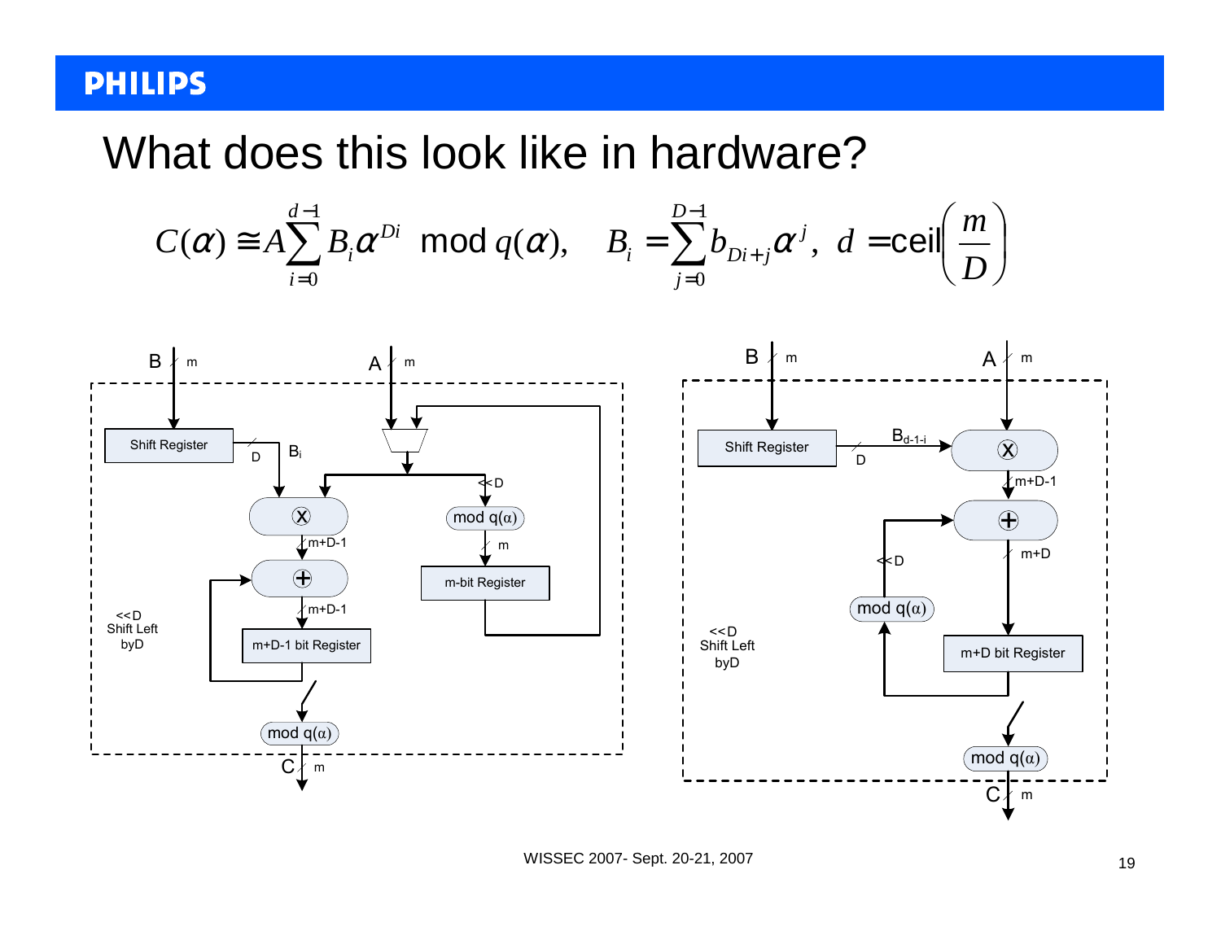# What does this look like in hardware?

$$C(\alpha) \cong A\sum_{i=0}^{d-1} B_i \alpha^{Di} \bmod q(\alpha), \quad B_i = \sum_{j=0}^{D-1} b_{Di+j}\alpha^j,\ d = \text{ceil}\left(\frac{m}{D}\right)$$

B m | A m

Shift Register | D | $B_i$

X | <<D | mod q(α)

m+D-1 | m

m-bit Register

m+D-1

<<D Shift Left byD

m+D-1 bit Register

mod q(α)

C m

B m | A m

Shift Register | D | $B_{d-1-i}$ | X

m+D-1

<<D | m+D

mod q(α)

<<D Shift Left byD

m+D bit Register

mod q(α)

C m

WISSEC 2007- Sept. 20-21, 2007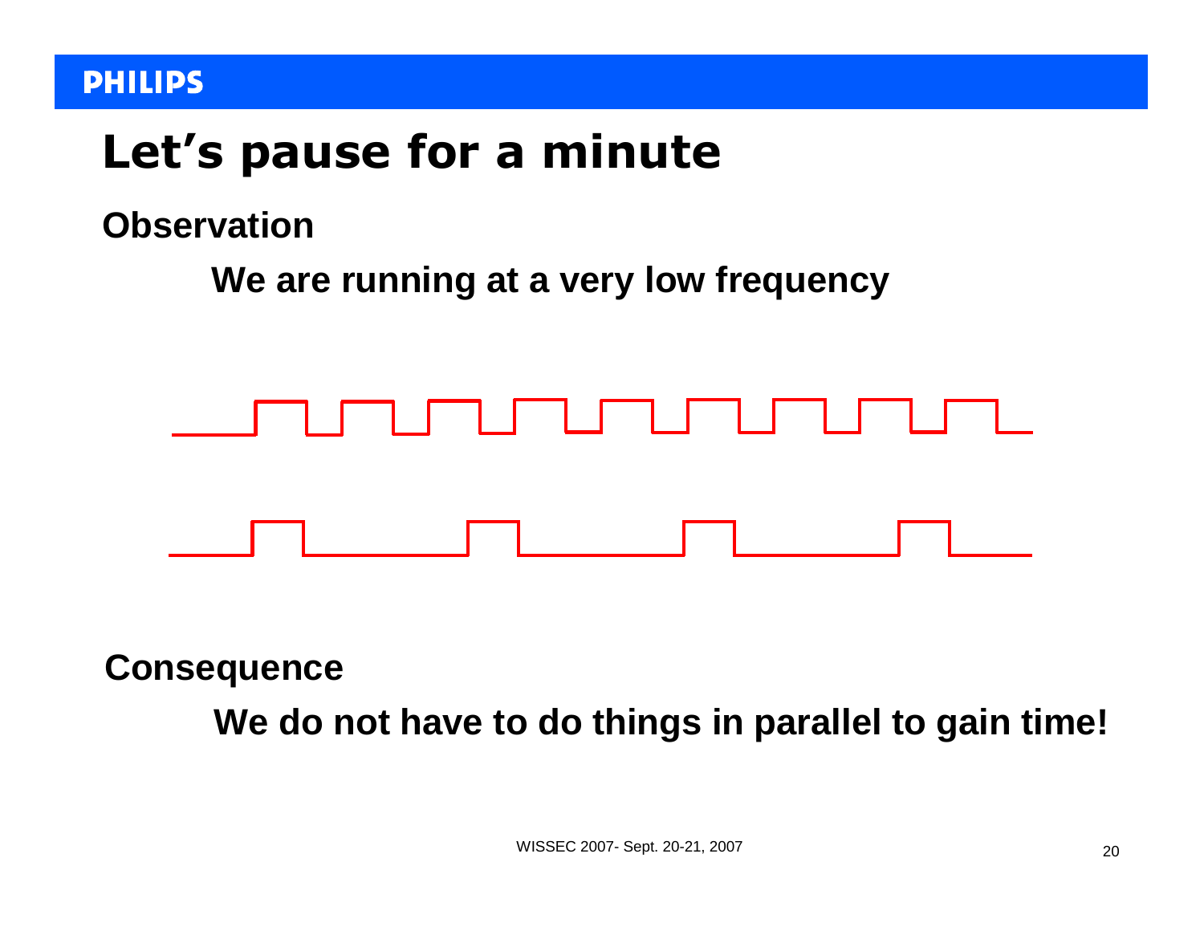# Let's pause for a minute

## Observation

**We are running at a very low frequency**

## Consequence

**We do not have to do things in parallel to gain time!**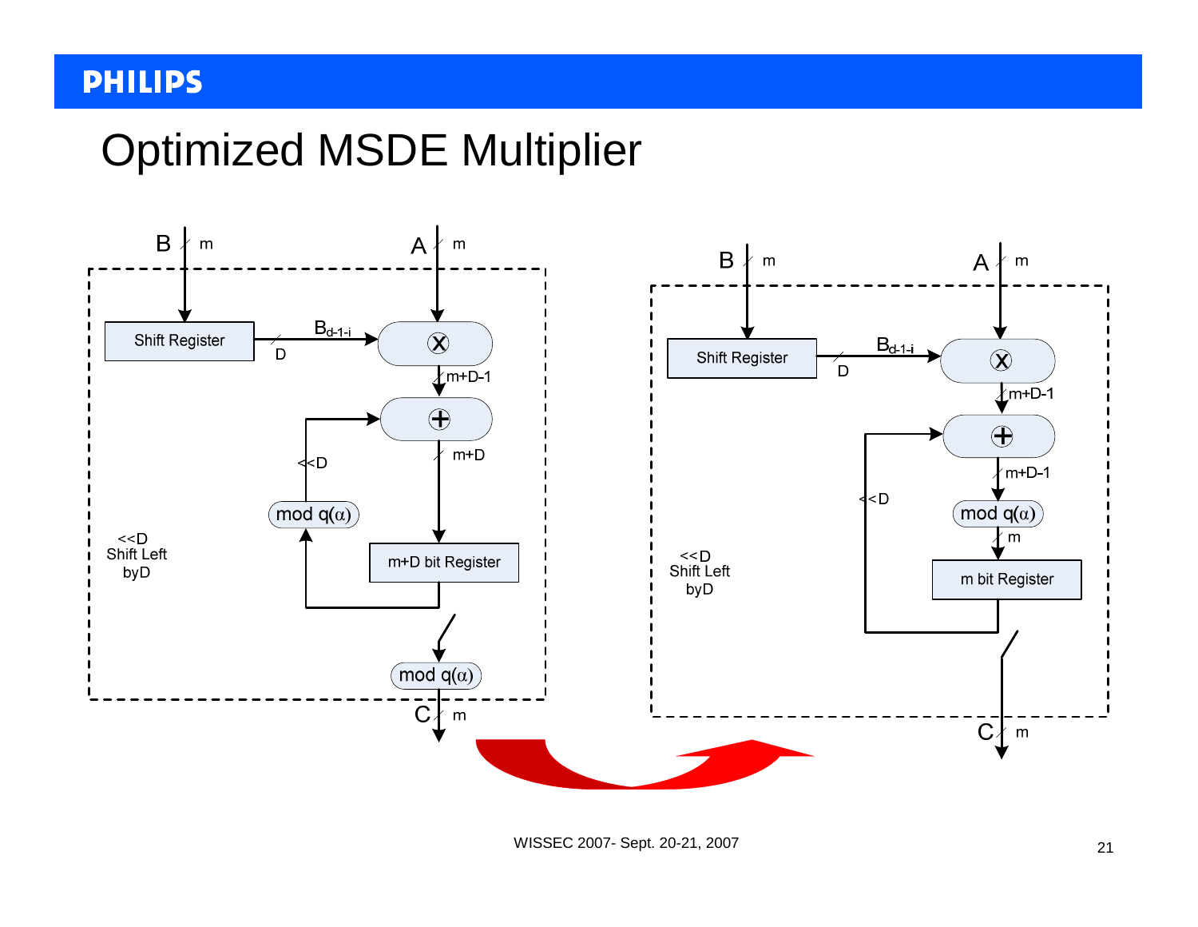# Optimized MSDE Multiplier

B m | A m

Shift Register → $B_{d-1-i}$ (D) → ⊗ → (m+D-1) → ⊕ → (m+D) → m+D bit Register → mod q(α) → C (m)

Feedback: m+D bit Register → mod q(α) → <<D → ⊕

<<D
Shift Left
byD

B m | A m

Shift Register → $B_{d-1-i}$ (D) → ⊗ → (m+D-1) → ⊕ → (m+D-1) → mod q(α) → (m) → m bit Register → C (m)

Feedback: m bit Register → <<D → ⊕

<<D
Shift Left
byD

WISSEC 2007- Sept. 20-21, 2007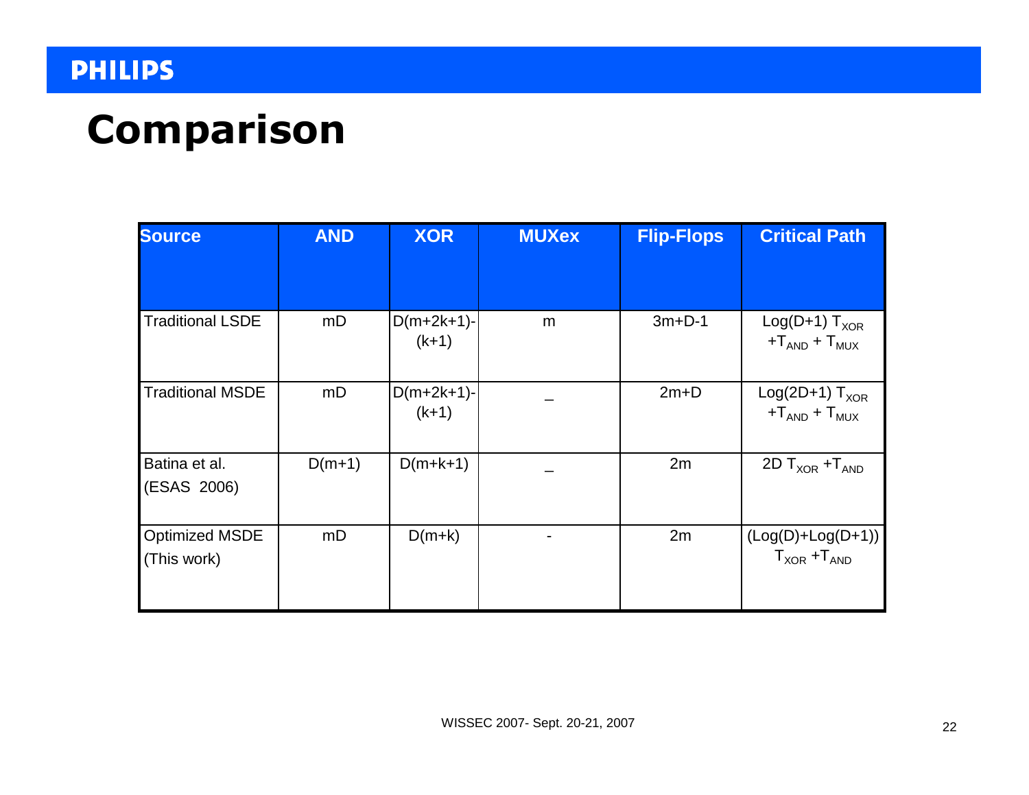# Comparison

| Source | AND | XOR | MUXex | Flip-Flops | Critical Path |
|---|---|---|---|---|---|
| Traditional LSDE | mD | D(m+2k+1)-(k+1) | m | 3m+D-1 | $\text{Log}(D+1)\, T_{XOR} + T_{AND} + T_{MUX}$ |
| Traditional MSDE | mD | D(m+2k+1)-(k+1) | _ | 2m+D | $\text{Log}(2D+1)\, T_{XOR} + T_{AND} + T_{MUX}$ |
| Batina et al. (ESAS 2006) | D(m+1) | D(m+k+1) | _ | 2m | $2D\, T_{XOR} + T_{AND}$ |
| Optimized MSDE (This work) | mD | D(m+k) | - | 2m | $(\text{Log}(D)+\text{Log}(D+1))\, T_{XOR} + T_{AND}$ |

WISSEC 2007- Sept. 20-21, 2007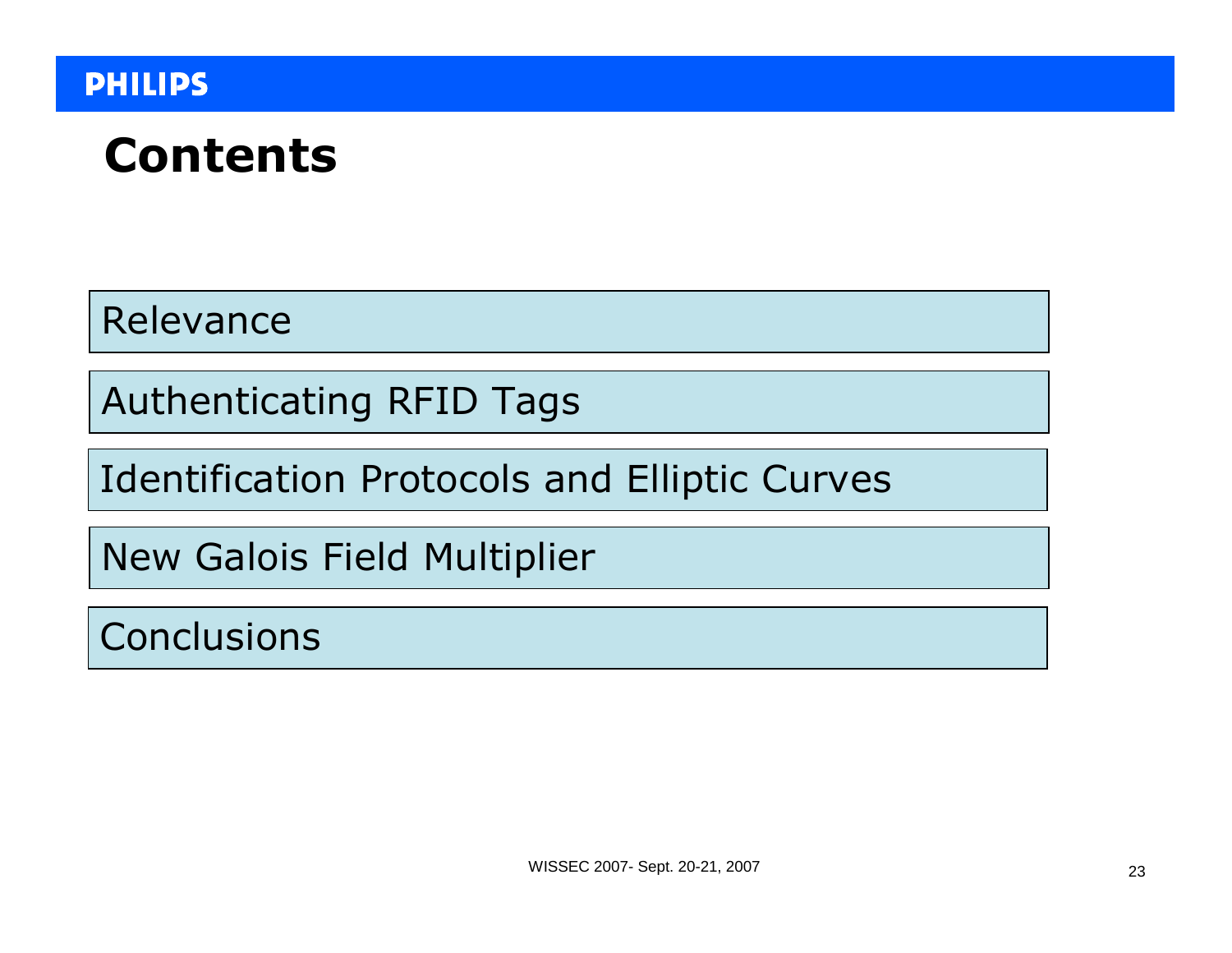# Contents

- Relevance
- Authenticating RFID Tags
- Identification Protocols and Elliptic Curves
- New Galois Field Multiplier
- Conclusions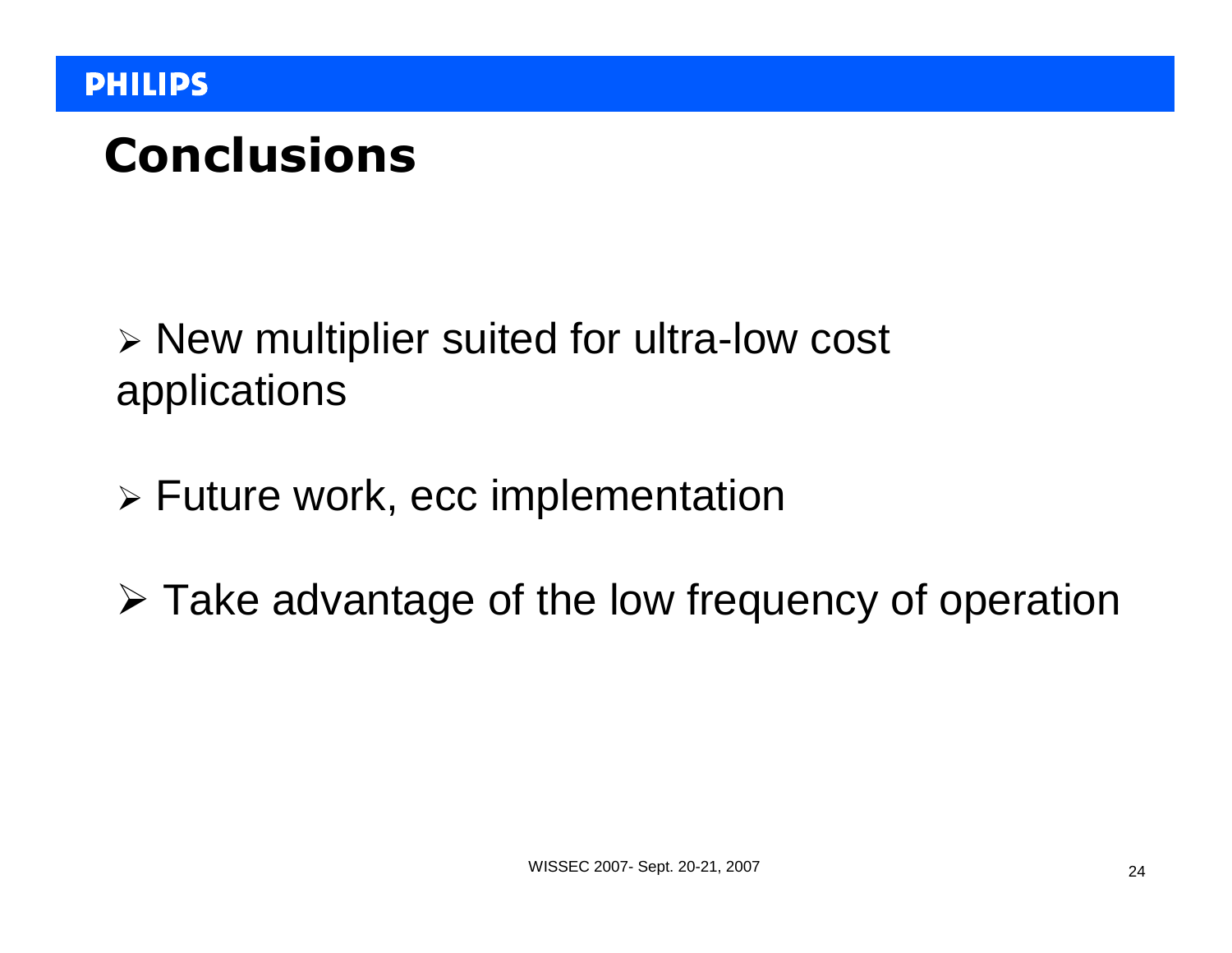# Conclusions

- New multiplier suited for ultra-low cost applications
- Future work, ecc implementation
- Take advantage of the low frequency of operation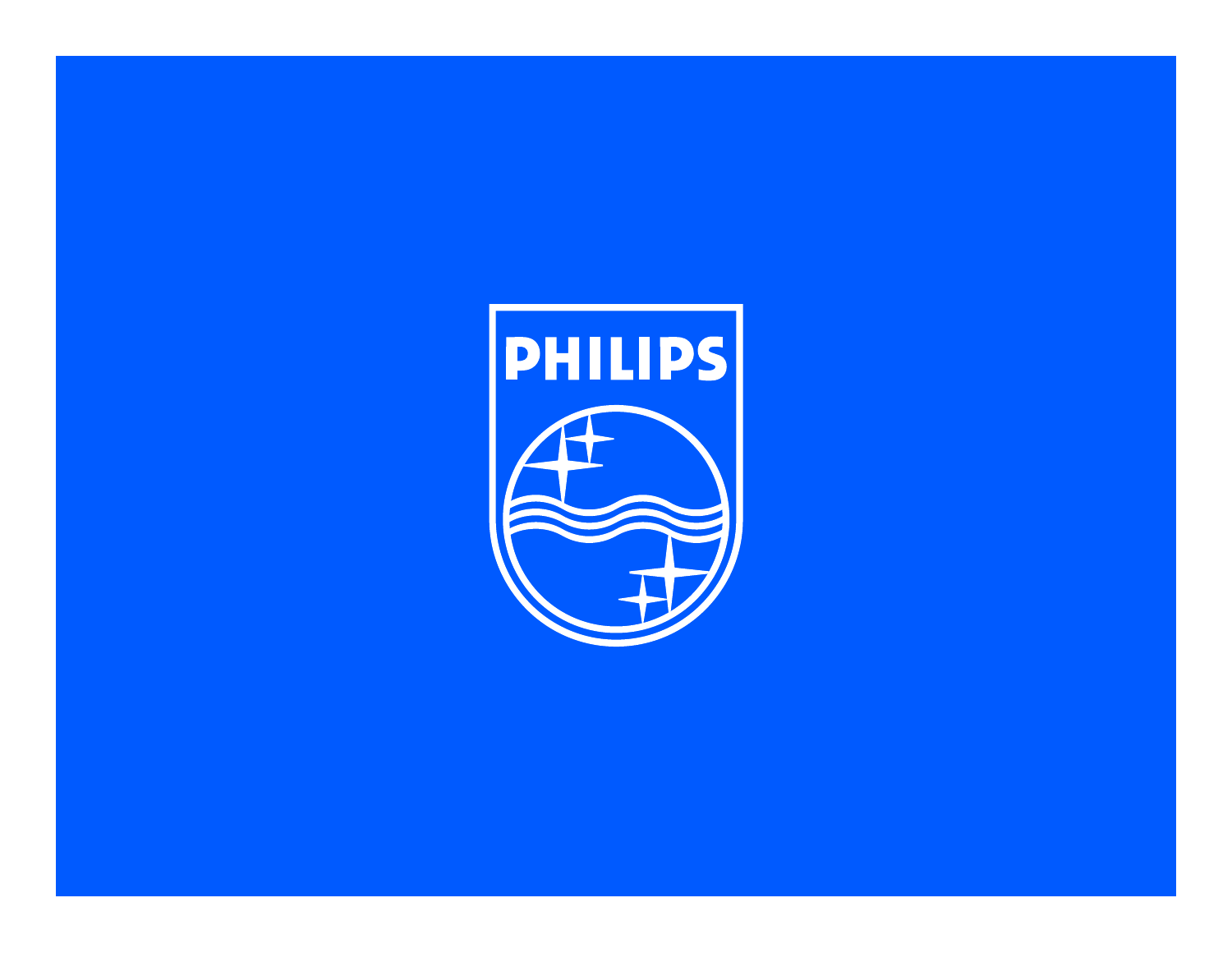PHILIPS